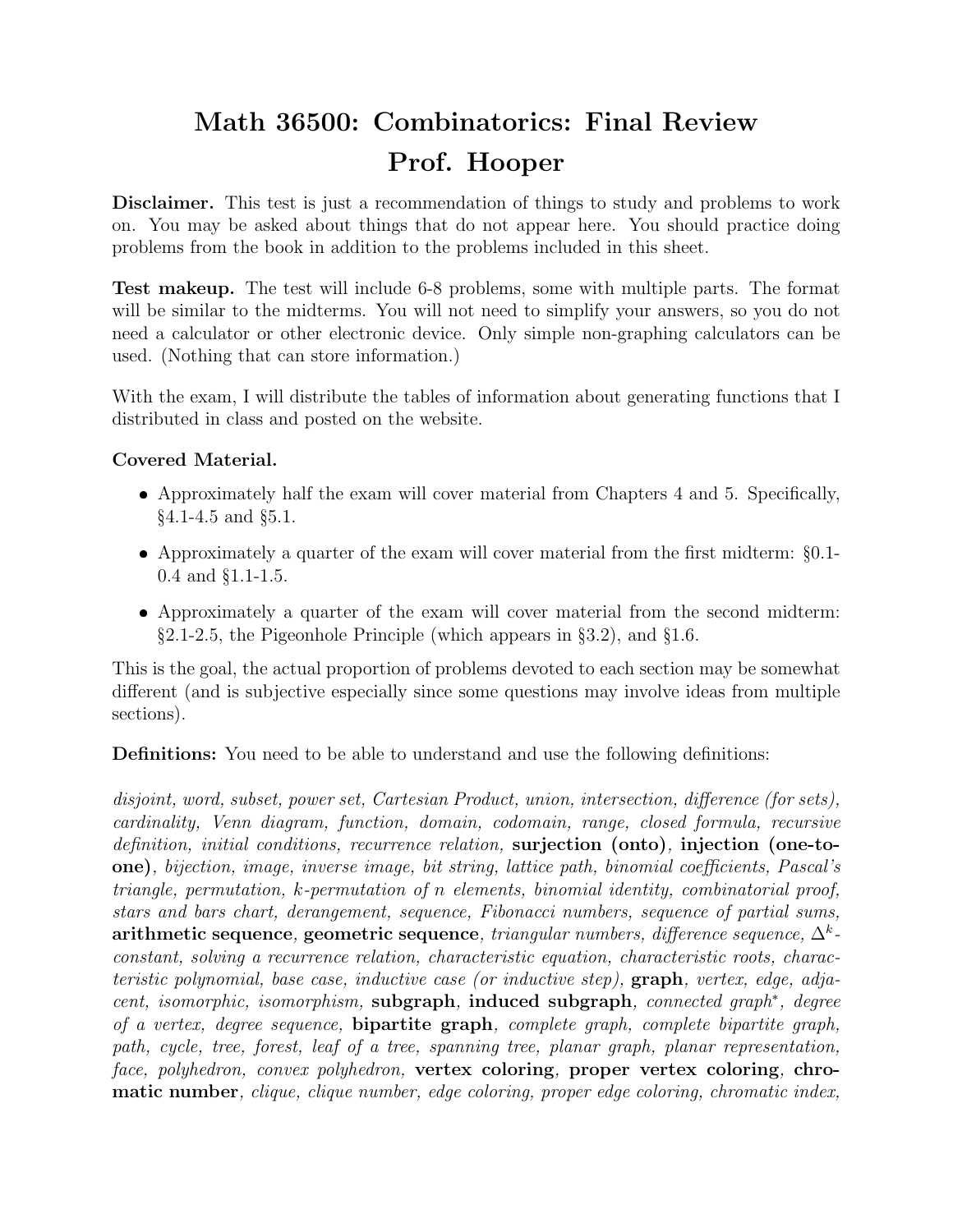# Math 36500: Combinatorics: Final Review
## Prof. Hooper

**Disclaimer.** This test is just a recommendation of things to study and problems to work on. You may be asked about things that do not appear here. You should practice doing problems from the book in addition to the problems included in this sheet.

**Test makeup.** The test will include 6-8 problems, some with multiple parts. The format will be similar to the midterms. You will not need to simplify your answers, so you do not need a calculator or other electronic device. Only simple non-graphing calculators can be used. (Nothing that can store information.)

With the exam, I will distribute the tables of information about generating functions that I distributed in class and posted on the website.

**Covered Material.**

- Approximately half the exam will cover material from Chapters 4 and 5. Specifically, §4.1-4.5 and §5.1.
- Approximately a quarter of the exam will cover material from the first midterm: §0.1-0.4 and §1.1-1.5.
- Approximately a quarter of the exam will cover material from the second midterm: §2.1-2.5, the Pigeonhole Principle (which appears in §3.2), and §1.6.

This is the goal, the actual proportion of problems devoted to each section may be somewhat different (and is subjective especially since some questions may involve ideas from multiple sections).

**Definitions:** You need to be able to understand and use the following definitions:

*disjoint, word, subset, power set, Cartesian Product, union, intersection, difference (for sets), cardinality, Venn diagram, function, domain, codomain, range, closed formula, recursive definition, initial conditions, recurrence relation,* **surjection (onto)***,* **injection (one-to-one)***, bijection, image, inverse image, bit string, lattice path, binomial coefficients, Pascal's triangle, permutation, k-permutation of n elements, binomial identity, combinatorial proof, stars and bars chart, derangement, sequence, Fibonacci numbers, sequence of partial sums,* **arithmetic sequence***,* **geometric sequence***, triangular numbers, difference sequence,* $\Delta^k$*-constant, solving a recurrence relation, characteristic equation, characteristic roots, characteristic polynomial, base case, inductive case (or inductive step),* **graph***, vertex, edge, adjacent, isomorphic, isomorphism,* **subgraph***,* **induced subgraph***, connected graph*\*, degree of a vertex, degree sequence,* **bipartite graph***, complete graph, complete bipartite graph, path, cycle, tree, forest, leaf of a tree, spanning tree, planar graph, planar representation, face, polyhedron, convex polyhedron,* **vertex coloring***,* **proper vertex coloring***,* **chromatic number***, clique, clique number, edge coloring, proper edge coloring, chromatic index,*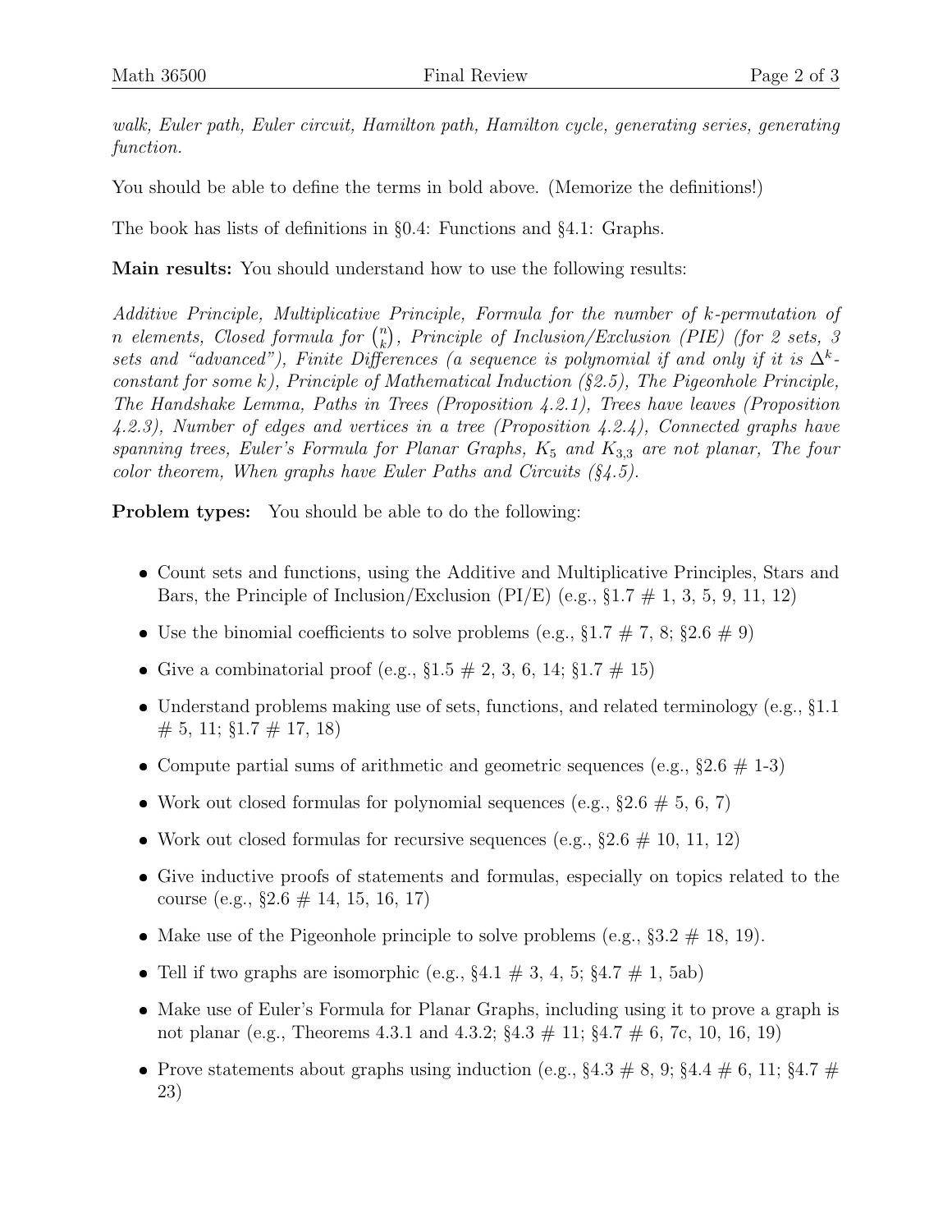*walk, Euler path, Euler circuit, Hamilton path, Hamilton cycle, generating series, generating function.*

You should be able to define the terms in bold above. (Memorize the definitions!)

The book has lists of definitions in §0.4: Functions and §4.1: Graphs.

**Main results:** You should understand how to use the following results:

*Additive Principle, Multiplicative Principle, Formula for the number of k-permutation of n elements, Closed formula for $\binom{n}{k}$, Principle of Inclusion/Exclusion (PIE) (for 2 sets, 3 sets and "advanced"), Finite Differences (a sequence is polynomial if and only if it is $\Delta^k$-constant for some k), Principle of Mathematical Induction (§2.5), The Pigeonhole Principle, The Handshake Lemma, Paths in Trees (Proposition 4.2.1), Trees have leaves (Proposition 4.2.3), Number of edges and vertices in a tree (Proposition 4.2.4), Connected graphs have spanning trees, Euler's Formula for Planar Graphs, $K_5$ and $K_{3,3}$ are not planar, The four color theorem, When graphs have Euler Paths and Circuits (§4.5).*

**Problem types:** You should be able to do the following:

- Count sets and functions, using the Additive and Multiplicative Principles, Stars and Bars, the Principle of Inclusion/Exclusion (PI/E) (e.g., §1.7 # 1, 3, 5, 9, 11, 12)
- Use the binomial coefficients to solve problems (e.g., §1.7 # 7, 8; §2.6 # 9)
- Give a combinatorial proof (e.g., §1.5 # 2, 3, 6, 14; §1.7 # 15)
- Understand problems making use of sets, functions, and related terminology (e.g., §1.1 # 5, 11; §1.7 # 17, 18)
- Compute partial sums of arithmetic and geometric sequences (e.g., §2.6 # 1-3)
- Work out closed formulas for polynomial sequences (e.g., §2.6 # 5, 6, 7)
- Work out closed formulas for recursive sequences (e.g., §2.6 # 10, 11, 12)
- Give inductive proofs of statements and formulas, especially on topics related to the course (e.g., §2.6 # 14, 15, 16, 17)
- Make use of the Pigeonhole principle to solve problems (e.g., §3.2 # 18, 19).
- Tell if two graphs are isomorphic (e.g., §4.1 # 3, 4, 5; §4.7 # 1, 5ab)
- Make use of Euler's Formula for Planar Graphs, including using it to prove a graph is not planar (e.g., Theorems 4.3.1 and 4.3.2; §4.3 # 11; §4.7 # 6, 7c, 10, 16, 19)
- Prove statements about graphs using induction (e.g., §4.3 # 8, 9; §4.4 # 6, 11; §4.7 # 23)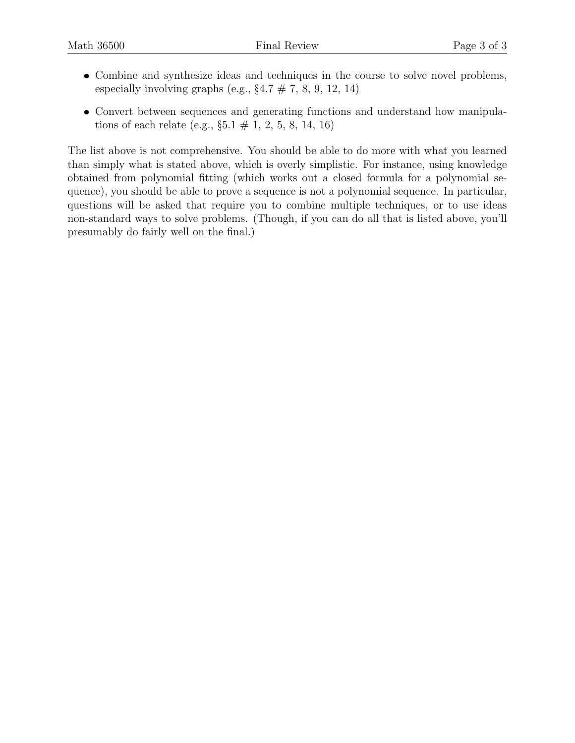- Combine and synthesize ideas and techniques in the course to solve novel problems, especially involving graphs (e.g., §4.7 # 7, 8, 9, 12, 14)
- Convert between sequences and generating functions and understand how manipulations of each relate (e.g., §5.1 # 1, 2, 5, 8, 14, 16)

The list above is not comprehensive. You should be able to do more with what you learned than simply what is stated above, which is overly simplistic. For instance, using knowledge obtained from polynomial fitting (which works out a closed formula for a polynomial sequence), you should be able to prove a sequence is not a polynomial sequence. In particular, questions will be asked that require you to combine multiple techniques, or to use ideas non-standard ways to solve problems. (Though, if you can do all that is listed above, you'll presumably do fairly well on the final.)